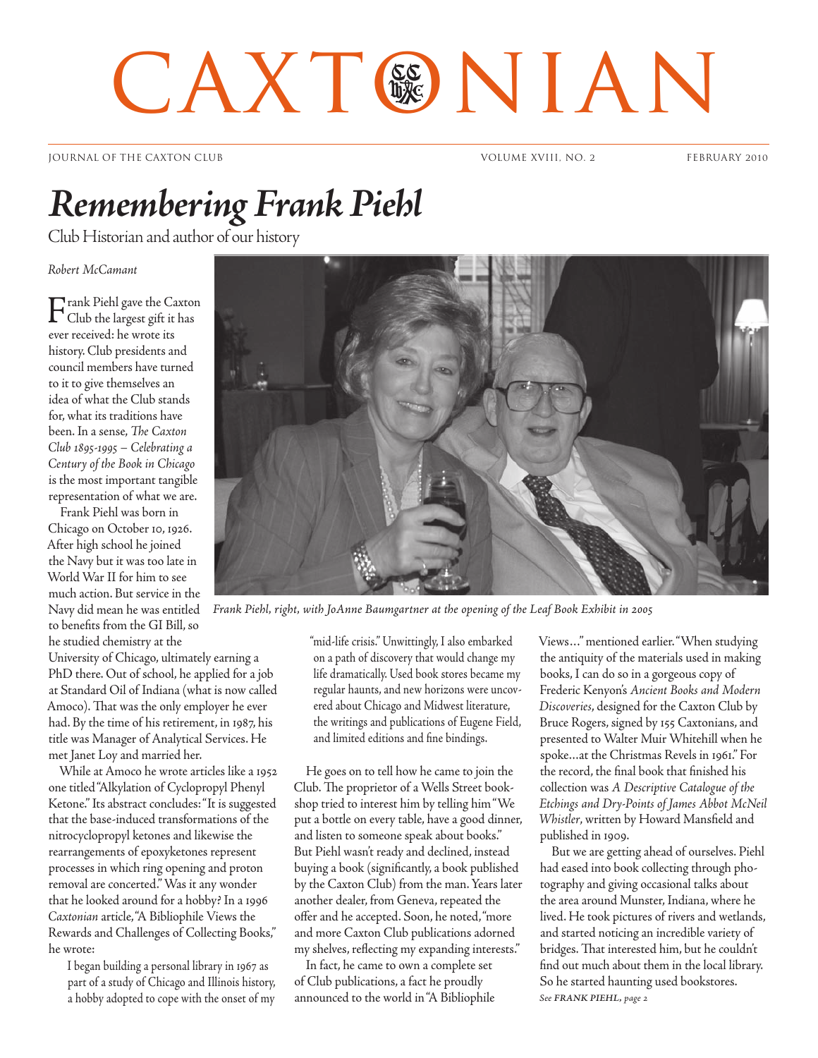# CAXTONIAN

JOURNAL OF THE CAXTON CLUB VOLUME XVIII, NO. 2 FEBRUARY 2010

# *Remembering Frank Piehl*

Club Historian and author of our history

*Robert McCamant*

Frank Piehl gave the Caxton Club the largest gift it has ever received: he wrote its history. Club presidents and council members have turned to it to give themselves an idea of what the Club stands for, what its traditions have been. In a sense, *The Caxton Club 1895-1995 – Celebrating a Century of the Book in Chicago* is the most important tangible representation of what we are.

Frank Piehl was born in Chicago on October 10, 1926. After high school he joined the Navy but it was too late in World War II for him to see much action. But service in the Navy did mean he was entitled to benefits from the GI Bill, so he studied chemistry at the University of Chicago, ultimately earning a PhD there. Out of school, he applied for a job at Standard Oil of Indiana (what is now called Amoco). That was the only employer he ever had. By the time of his retirement, in 1987, his title was Manager of Analytical Services. He met Janet Loy and married her.

While at Amoco he wrote articles like a 1952 one titled "Alkylation of Cyclopropyl Phenyl Ketone." Its abstract concludes: "It is suggested that the base-induced transformations of the nitrocyclopropyl ketones and likewise the rearrangements of epoxyketones represent processes in which ring opening and proton removal are concerted." Was it any wonder that he looked around for a hobby? In a 1996 *Caxtonian* article, "A Bibliophile Views the Rewards and Challenges of Collecting Books," he wrote:

> I began building a personal library in 1967 as part of a study of Chicago and Illinois history, a hobby adopted to cope with the onset of my "mid-life crisis." Unwittingly, I also embarked on a path of discovery that would change my life dramatically. Used book stores became my regular haunts, and new horizons were uncovered about Chicago and Midwest literature, the writings and publications of Eugene Field, and limited editions and fine bindings.

*Frank Piehl, right, with JoAnne Baumgartner at the opening of the Leaf Book Exhibit in 2005*

He goes on to tell how he came to join the Club. The proprietor of a Wells Street bookshop tried to interest him by telling him "We put a bottle on every table, have a good dinner, and listen to someone speak about books." But Piehl wasn't ready and declined, instead buying a book (significantly, a book published by the Caxton Club) from the man. Years later another dealer, from Geneva, repeated the offer and he accepted. Soon, he noted, "more and more Caxton Club publications adorned my shelves, reflecting my expanding interests."

In fact, he came to own a complete set of Club publications, a fact he proudly announced to the world in "A Bibliophile Views..." mentioned earlier. "When studying the antiquity of the materials used in making books, I can do so in a gorgeous copy of Frederic Kenyon's *Ancient Books and Modern Discoveries*, designed for the Caxton Club by Bruce Rogers, signed by 155 Caxtonians, and presented to Walter Muir Whitehill when he spoke...at the Christmas Revels in 1961." For the record, the final book that finished his collection was *A Descriptive Catalogue of the Etchings and Dry-Points of James Abbot McNeil Whistler*, written by Howard Mansfield and published in 1909.

But we are getting ahead of ourselves. Piehl had eased into book collecting through photography and giving occasional talks about the area around Munster, Indiana, where he lived. He took pictures of rivers and wetlands, and started noticing an incredible variety of bridges. That interested him, but he couldn't find out much about them in the local library. So he started haunting used bookstores.

*See FRANK PIEHL, page 2*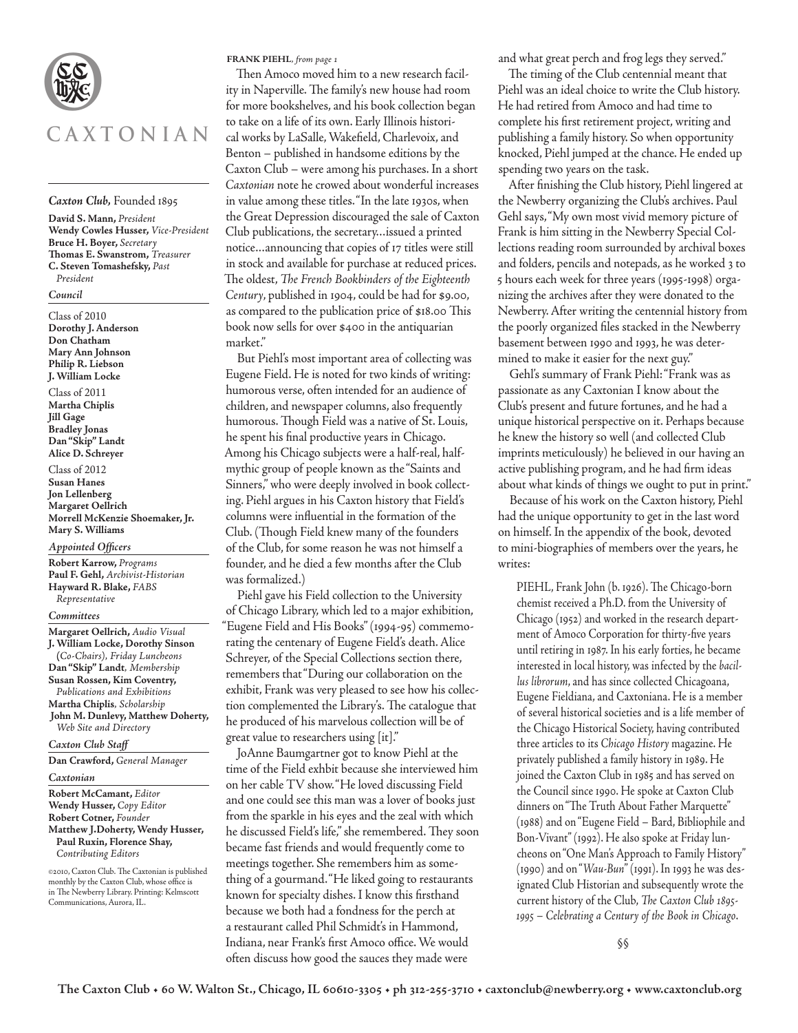CAXTONIAN

*Caxton Club,* Founded 1895

**David S. Mann,** *President*
**Wendy Cowles Husser,** *Vice-President*
**Bruce H. Boyer,** *Secretary*
**Thomas E. Swanstrom,** *Treasurer*
**C. Steven Tomashefsky,** *Past President*

*Council*

Class of 2010
**Dorothy J. Anderson**
**Don Chatham**
**Mary Ann Johnson**
**Philip R. Liebson**
**J. William Locke**

Class of 2011
**Martha Chiplis**
**Jill Gage**
**Bradley Jonas**
**Dan "Skip" Landt**
**Alice D. Schreyer**

Class of 2012
**Susan Hanes**
**Jon Lellenberg**
**Margaret Oellrich**
**Morrell McKenzie Shoemaker, Jr.**
**Mary S. Williams**

*Appointed Officers*

**Robert Karrow,** *Programs*
**Paul F. Gehl,** *Archivist-Historian*
**Hayward R. Blake,** *FABS Representative*

*Committees*

**Margaret Oellrich,** *Audio Visual*
**J. William Locke, Dorothy Sinson** (*Co-Chairs*), *Friday Luncheons*
**Dan "Skip" Landt**, *Membership*
**Susan Rossen, Kim Coventry,** *Publications and Exhibitions*
**Martha Chiplis**, *Scholarship*
**John M. Dunlevy, Matthew Doherty,** *Web Site and Directory*

*Caxton Club Staff*

**Dan Crawford,** *General Manager*

*Caxtonian*

**Robert McCamant,** *Editor*
**Wendy Husser,** *Copy Editor*
**Robert Cotner,** *Founder*
**Matthew J.Doherty, Wendy Husser, Paul Ruxin, Florence Shay,** *Contributing Editors*

©2010, Caxton Club. The Caxtonian is published monthly by the Caxton Club, whose office is in The Newberry Library. Printing: Kelmscott Communications, Aurora, IL.

**FRANK PIEHL**, *from page 1*

Then Amoco moved him to a new research facility in Naperville. The family's new house had room for more bookshelves, and his book collection began to take on a life of its own. Early Illinois historical works by LaSalle, Wakefield, Charlevoix, and Benton – published in handsome editions by the Caxton Club – were among his purchases. In a short *Caxtonian* note he crowed about wonderful increases in value among these titles. "In the late 1930s, when the Great Depression discouraged the sale of Caxton Club publications, the secretary...issued a printed notice...announcing that copies of 17 titles were still in stock and available for purchase at reduced prices. The oldest, *The French Bookbinders of the Eighteenth Century*, published in 1904, could be had for $9.00, as compared to the publication price of $18.00 This book now sells for over $400 in the antiquarian market."

But Piehl's most important area of collecting was Eugene Field. He is noted for two kinds of writing: humorous verse, often intended for an audience of children, and newspaper columns, also frequently humorous. Though Field was a native of St. Louis, he spent his final productive years in Chicago. Among his Chicago subjects were a half-real, half-mythic group of people known as the "Saints and Sinners," who were deeply involved in book collecting. Piehl argues in his Caxton history that Field's columns were influential in the formation of the Club. (Though Field knew many of the founders of the Club, for some reason he was not himself a founder, and he died a few months after the Club was formalized.)

Piehl gave his Field collection to the University of Chicago Library, which led to a major exhibition, "Eugene Field and His Books" (1994-95) commemorating the centenary of Eugene Field's death. Alice Schreyer, of the Special Collections section there, remembers that "During our collaboration on the exhibit, Frank was very pleased to see how his collection complemented the Library's. The catalogue that he produced of his marvelous collection will be of great value to researchers using [it]."

JoAnne Baumgartner got to know Piehl at the time of the Field exhbit because she interviewed him on her cable TV show. "He loved discussing Field and one could see this man was a lover of books just from the sparkle in his eyes and the zeal with which he discussed Field's life," she remembered. They soon became fast friends and would frequently come to meetings together. She remembers him as something of a gourmand. "He liked going to restaurants known for specialty dishes. I know this firsthand because we both had a fondness for the perch at a restaurant called Phil Schmidt's in Hammond, Indiana, near Frank's first Amoco office. We would often discuss how good the sauces they made were and what great perch and frog legs they served."

The timing of the Club centennial meant that Piehl was an ideal choice to write the Club history. He had retired from Amoco and had time to complete his first retirement project, writing and publishing a family history. So when opportunity knocked, Piehl jumped at the chance. He ended up spending two years on the task.

After finishing the Club history, Piehl lingered at the Newberry organizing the Club's archives. Paul Gehl says, "My own most vivid memory picture of Frank is him sitting in the Newberry Special Collections reading room surrounded by archival boxes and folders, pencils and notepads, as he worked 3 to 5 hours each week for three years (1995-1998) organizing the archives after they were donated to the Newberry. After writing the centennial history from the poorly organized files stacked in the Newberry basement between 1990 and 1993, he was determined to make it easier for the next guy."

Gehl's summary of Frank Piehl: "Frank was as passionate as any Caxtonian I know about the Club's present and future fortunes, and he had a unique historical perspective on it. Perhaps because he knew the history so well (and collected Club imprints meticulously) he believed in our having an active publishing program, and he had firm ideas about what kinds of things we ought to put in print."

Because of his work on the Caxton history, Piehl had the unique opportunity to get in the last word on himself. In the appendix of the book, devoted to mini-biographies of members over the years, he writes:

> PIEHL, Frank John (b. 1926). The Chicago-born chemist received a Ph.D. from the University of Chicago (1952) and worked in the research department of Amoco Corporation for thirty-five years until retiring in 1987. In his early forties, he became interested in local history, was infected by the *bacillus librorum*, and has since collected Chicagoana, Eugene Fieldiana, and Caxtoniana. He is a member of several historical societies and is a life member of the Chicago Historical Society, having contributed three articles to its *Chicago History* magazine. He privately published a family history in 1989. He joined the Caxton Club in 1985 and has served on the Council since 1990. He spoke at Caxton Club dinners on "The Truth About Father Marquette" (1988) and on "Eugene Field – Bard, Bibliophile and Bon-Vivant" (1992). He also spoke at Friday luncheons on "One Man's Approach to Family History" (1990) and on "*Wau-Bun*" (1991). In 1993 he was designated Club Historian and subsequently wrote the current history of the Club, *The Caxton Club 1895-1995 – Celebrating a Century of the Book in Chicago*.

§§

The Caxton Club • 60 W. Walton St., Chicago, IL 60610-3305 • ph 312-255-3710 • caxtonclub@newberry.org • www.caxtonclub.org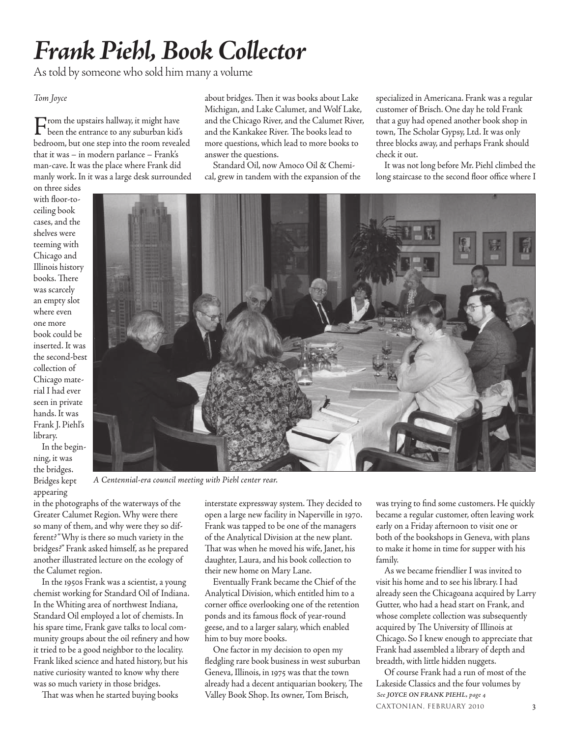# *Frank Piehl, Book Collector*

As told by someone who sold him many a volume

*Tom Joyce*

From the upstairs hallway, it might have been the entrance to any suburban kid's bedroom, but one step into the room revealed that it was – in modern parlance – Frank's man-cave. It was the place where Frank did manly work. In it was a large desk surrounded on three sides with floor-to-ceiling book cases, and the shelves were teeming with Chicago and Illinois history books. There was scarcely an empty slot where even one more book could be inserted. It was the second-best collection of Chicago material I had ever seen in private hands. It was Frank J. Piehl's library.

In the beginning, it was the bridges. Bridges kept appearing in the photographs of the waterways of the Greater Calumet Region. Why were there so many of them, and why were they so different? "Why is there so much variety in the bridges?" Frank asked himself, as he prepared another illustrated lecture on the ecology of the Calumet region.

In the 1950s Frank was a scientist, a young chemist working for Standard Oil of Indiana. In the Whiting area of northwest Indiana, Standard Oil employed a lot of chemists. In his spare time, Frank gave talks to local community groups about the oil refinery and how it tried to be a good neighbor to the locality. Frank liked science and hated history, but his native curiosity wanted to know why there was so much variety in those bridges.

That was when he started buying books about bridges. Then it was books about Lake Michigan, and Lake Calumet, and Wolf Lake, and the Chicago River, and the Calumet River, and the Kankakee River. The books lead to more questions, which lead to more books to answer the questions.

Standard Oil, now Amoco Oil & Chemical, grew in tandem with the expansion of the interstate expressway system. They decided to open a large new facility in Naperville in 1970. Frank was tapped to be one of the managers of the Analytical Division at the new plant. That was when he moved his wife, Janet, his daughter, Laura, and his book collection to their new home on Mary Lane.

Eventually Frank became the Chief of the Analytical Division, which entitled him to a corner office overlooking one of the retention ponds and its famous flock of year-round geese, and to a larger salary, which enabled him to buy more books.

One factor in my decision to open my fledgling rare book business in west suburban Geneva, Illinois, in 1975 was that the town already had a decent antiquarian bookery, The Valley Book Shop. Its owner, Tom Brisch, specialized in Americana. Frank was a regular customer of Brisch. One day he told Frank that a guy had opened another book shop in town, The Scholar Gypsy, Ltd. It was only three blocks away, and perhaps Frank should check it out.

It was not long before Mr. Piehl climbed the long staircase to the second floor office where I was trying to find some customers. He quickly became a regular customer, often leaving work early on a Friday afternoon to visit one or both of the bookshops in Geneva, with plans to make it home in time for supper with his family.

*A Centennial-era council meeting with Piehl center rear.*

As we became friendlier I was invited to visit his home and to see his library. I had already seen the Chicagoana acquired by Larry Gutter, who had a head start on Frank, and whose complete collection was subsequently acquired by The University of Illinois at Chicago. So I knew enough to appreciate that Frank had assembled a library of depth and breadth, with little hidden nuggets.

Of course Frank had a run of most of the Lakeside Classics and the four volumes by

*See **JOYCE ON FRANK PIEHL**, page 4*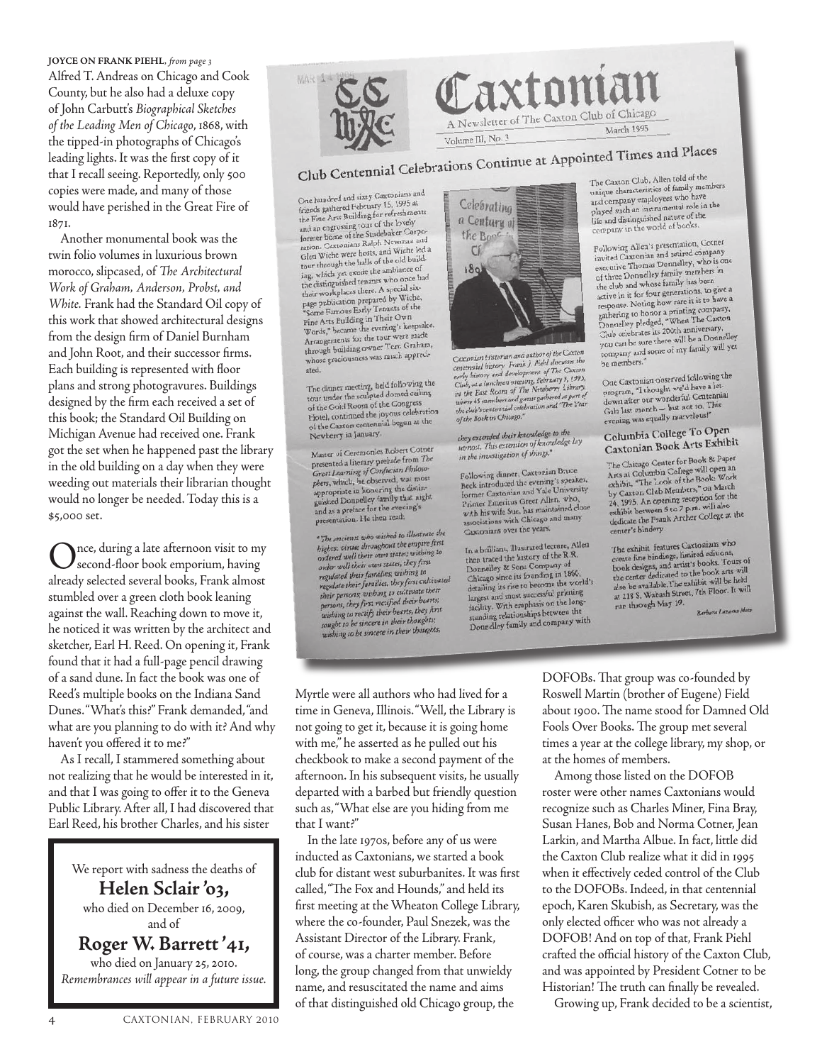**JOYCE ON FRANK PIEHL**, *from page 3*

Alfred T. Andreas on Chicago and Cook County, but he also had a deluxe copy of John Carbutt's *Biographical Sketches of the Leading Men of Chicago*, 1868, with the tipped-in photographs of Chicago's leading lights. It was the first copy of it that I recall seeing. Reportedly, only 500 copies were made, and many of those would have perished in the Great Fire of 1871.

Another monumental book was the twin folio volumes in luxurious brown morocco, slipcased, of *The Architectural Work of Graham, Anderson, Probst, and White.* Frank had the Standard Oil copy of this work that showed architectural designs from the design firm of Daniel Burnham and John Root, and their successor firms. Each building is represented with floor plans and strong photogravures. Buildings designed by the firm each received a set of this book; the Standard Oil Building on Michigan Avenue had received one. Frank got the set when he happened past the library in the old building on a day when they were weeding out materials their librarian thought would no longer be needed. Today this is a $5,000 set.

Once, during a late afternoon visit to my second-floor book emporium, having already selected several books, Frank almost stumbled over a green cloth book leaning against the wall. Reaching down to move it, he noticed it was written by the architect and sketcher, Earl H. Reed. On opening it, Frank found that it had a full-page pencil drawing of a sand dune. In fact the book was one of Reed's multiple books on the Indiana Sand Dunes. "What's this?" Frank demanded, "and what are you planning to do with it? And why haven't you offered it to me?"

As I recall, I stammered something about not realizing that he would be interested in it, and that I was going to offer it to the Geneva Public Library. After all, I had discovered that Earl Reed, his brother Charles, and his sister Myrtle were all authors who had lived for a time in Geneva, Illinois. "Well, the Library is not going to get it, because it is going home with me," he asserted as he pulled out his checkbook to make a second payment of the afternoon. In his subsequent visits, he usually departed with a barbed but friendly question such as, "What else are you hiding from me that I want?"

In the late 1970s, before any of us were inducted as Caxtonians, we started a book club for distant west suburbanites. It was first called, "The Fox and Hounds," and held its first meeting at the Wheaton College Library, where the co-founder, Paul Snezek, was the Assistant Director of the Library. Frank, of course, was a charter member. Before long, the group changed from that unwieldy name, and resuscitated the name and aims of that distinguished old Chicago group, the DOFOBs. That group was co-founded by Roswell Martin (brother of Eugene) Field about 1900. The name stood for Damned Old Fools Over Books. The group met several times a year at the college library, my shop, or at the homes of members.

Among those listed on the DOFOB roster were other names Caxtonians would recognize such as Charles Miner, Fina Bray, Susan Hanes, Bob and Norma Cotner, Jean Larkin, and Martha Albue. In fact, little did the Caxton Club realize what it did in 1995 when it effectively ceded control of the Club to the DOFOBs. Indeed, in that centennial epoch, Karen Skubish, as Secretary, was the only elected officer who was not already a DOFOB! And on top of that, Frank Piehl crafted the official history of the Caxton Club, and was appointed by President Cotner to be Historian! The truth can finally be revealed.

Growing up, Frank decided to be a scientist,

---

We report with sadness the deaths of

**Helen Sclair '03,**

who died on December 16, 2009,
and of

**Roger W. Barrett '41,**

who died on January 25, 2010.

*Remembrances will appear in a future issue.*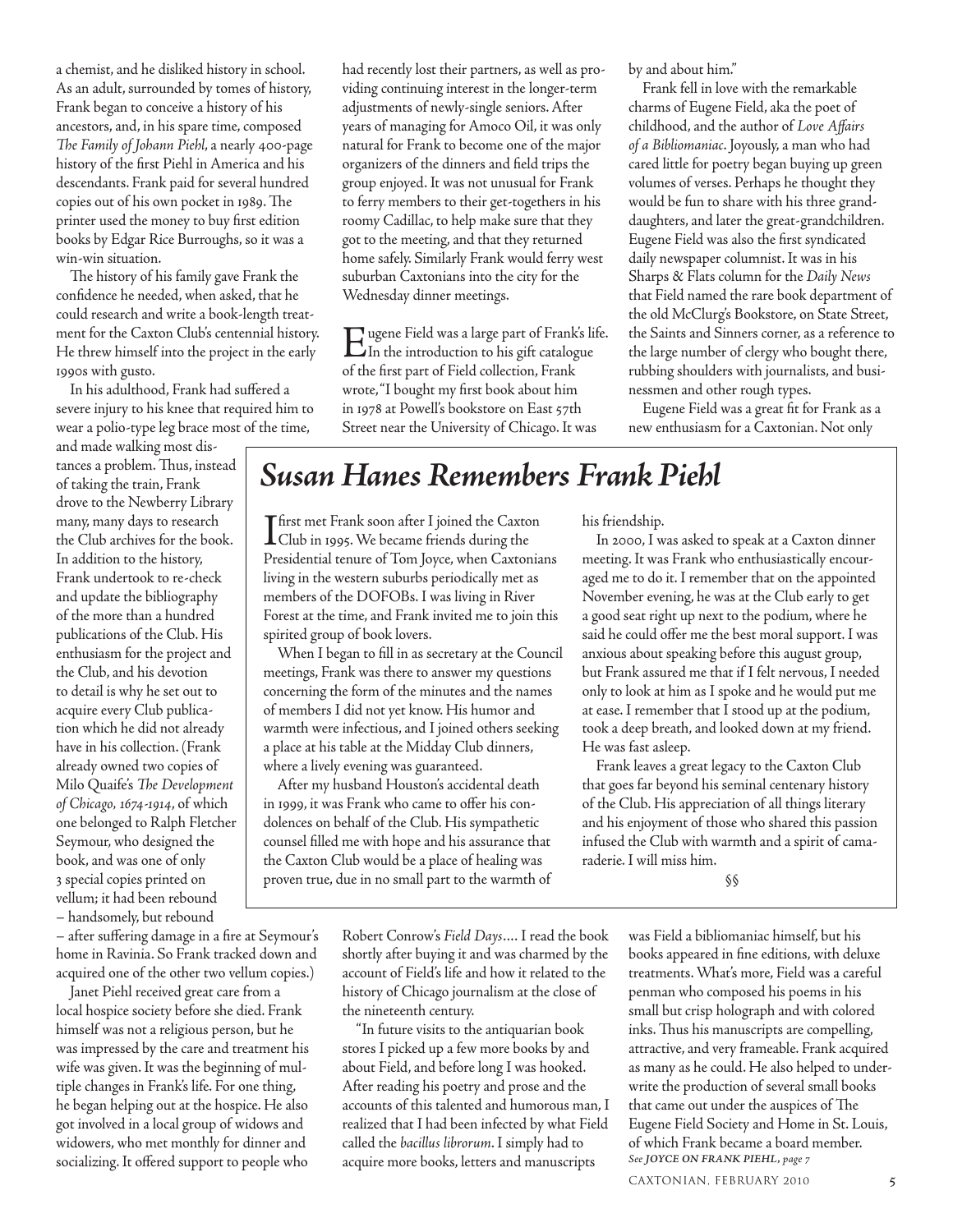a chemist, and he disliked history in school. As an adult, surrounded by tomes of history, Frank began to conceive a history of his ancestors, and, in his spare time, composed *The Family of Johann Piehl*, a nearly 400-page history of the first Piehl in America and his descendants. Frank paid for several hundred copies out of his own pocket in 1989. The printer used the money to buy first edition books by Edgar Rice Burroughs, so it was a win-win situation.

The history of his family gave Frank the confidence he needed, when asked, that he could research and write a book-length treatment for the Caxton Club's centennial history. He threw himself into the project in the early 1990s with gusto.

In his adulthood, Frank had suffered a severe injury to his knee that required him to wear a polio-type leg brace most of the time, and made walking most distances a problem. Thus, instead of taking the train, Frank drove to the Newberry Library many, many days to research the Club archives for the book. In addition to the history, Frank undertook to re-check and update the bibliography of the more than a hundred publications of the Club. His enthusiasm for the project and the Club, and his devotion to detail is why he set out to acquire every Club publication which he did not already have in his collection. (Frank already owned two copies of Milo Quaife's *The Development of Chicago, 1674-1914*, of which one belonged to Ralph Fletcher Seymour, who designed the book, and was one of only 3 special copies printed on vellum; it had been rebound – handsomely, but rebound – after suffering damage in a fire at Seymour's home in Ravinia. So Frank tracked down and acquired one of the other two vellum copies.)

Janet Piehl received great care from a local hospice society before she died. Frank himself was not a religious person, but he was impressed by the care and treatment his wife was given. It was the beginning of multiple changes in Frank's life. For one thing, he began helping out at the hospice. He also got involved in a local group of widows and widowers, who met monthly for dinner and socializing. It offered support to people who had recently lost their partners, as well as providing continuing interest in the longer-term adjustments of newly-single seniors. After years of managing for Amoco Oil, it was only natural for Frank to become one of the major organizers of the dinners and field trips the group enjoyed. It was not unusual for Frank to ferry members to their get-togethers in his roomy Cadillac, to help make sure that they got to the meeting, and that they returned home safely. Similarly Frank would ferry west suburban Caxtonians into the city for the Wednesday dinner meetings.

Eugene Field was a large part of Frank's life. In the introduction to his gift catalogue of the first part of Field collection, Frank wrote, "I bought my first book about him in 1978 at Powell's bookstore on East 57th Street near the University of Chicago. It was Robert Conrow's *Field Days*.... I read the book shortly after buying it and was charmed by the account of Field's life and how it related to the history of Chicago journalism at the close of the nineteenth century.

"In future visits to the antiquarian book stores I picked up a few more books by and about Field, and before long I was hooked. After reading his poetry and prose and the accounts of this talented and humorous man, I realized that I had been infected by what Field called the *bacillus librorum*. I simply had to acquire more books, letters and manuscripts by and about him."

Frank fell in love with the remarkable charms of Eugene Field, aka the poet of childhood, and the author of *Love Affairs of a Bibliomaniac*. Joyously, a man who had cared little for poetry began buying up green volumes of verses. Perhaps he thought they would be fun to share with his three granddaughters, and later the great-grandchildren. Eugene Field was also the first syndicated daily newspaper columnist. It was in his Sharps & Flats column for the *Daily News* that Field named the rare book department of the old McClurg's Bookstore, on State Street, the Saints and Sinners corner, as a reference to the large number of clergy who bought there, rubbing shoulders with journalists, and businessmen and other rough types.

Eugene Field was a great fit for Frank as a new enthusiasm for a Caxtonian. Not only was Field a bibliomaniac himself, but his books appeared in fine editions, with deluxe treatments. What's more, Field was a careful penman who composed his poems in his small but crisp holograph and with colored inks. Thus his manuscripts are compelling, attractive, and very frameable. Frank acquired as many as he could. He also helped to underwrite the production of several small books that came out under the auspices of The Eugene Field Society and Home in St. Louis, of which Frank became a board member.

*See JOYCE ON FRANK PIEHL, page 7*

## *Susan Hanes Remembers Frank Piehl*

I first met Frank soon after I joined the Caxton Club in 1995. We became friends during the Presidential tenure of Tom Joyce, when Caxtonians living in the western suburbs periodically met as members of the DOFOBs. I was living in River Forest at the time, and Frank invited me to join this spirited group of book lovers.

When I began to fill in as secretary at the Council meetings, Frank was there to answer my questions concerning the form of the minutes and the names of members I did not yet know. His humor and warmth were infectious, and I joined others seeking a place at his table at the Midday Club dinners, where a lively evening was guaranteed.

After my husband Houston's accidental death in 1999, it was Frank who came to offer his condolences on behalf of the Club. His sympathetic counsel filled me with hope and his assurance that the Caxton Club would be a place of healing was proven true, due in no small part to the warmth of his friendship.

In 2000, I was asked to speak at a Caxton dinner meeting. It was Frank who enthusiastically encouraged me to do it. I remember that on the appointed November evening, he was at the Club early to get a good seat right up next to the podium, where he said he could offer me the best moral support. I was anxious about speaking before this august group, but Frank assured me that if I felt nervous, I needed only to look at him as I spoke and he would put me at ease. I remember that I stood up at the podium, took a deep breath, and looked down at my friend. He was fast asleep.

Frank leaves a great legacy to the Caxton Club that goes far beyond his seminal centenary history of the Club. His appreciation of all things literary and his enjoyment of those who shared this passion infused the Club with warmth and a spirit of camaraderie. I will miss him.

§§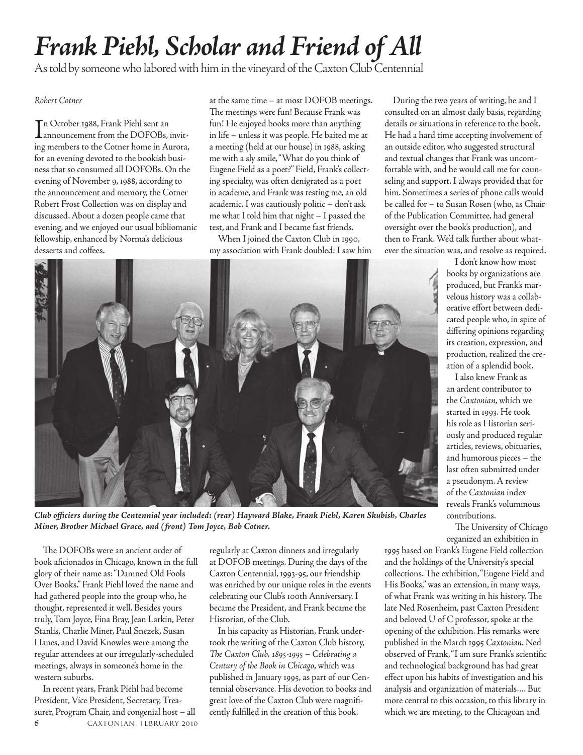# *Frank Piehl, Scholar and Friend of All*

As told by someone who labored with him in the vineyard of the Caxton Club Centennial

*Robert Cotner*

In October 1988, Frank Piehl sent an announcement from the DOFOBs, inviting members to the Cotner home in Aurora, for an evening devoted to the bookish business that so consumed all DOFOBs. On the evening of November 9, 1988, according to the announcement and memory, the Cotner Robert Frost Collection was on display and discussed. About a dozen people came that evening, and we enjoyed our usual bibliomanic fellowship, enhanced by Norma's delicious desserts and coffees.

The DOFOBs were an ancient order of book aficionados in Chicago, known in the full glory of their name as: "Damned Old Fools Over Books." Frank Piehl loved the name and had gathered people into the group who, he thought, represented it well. Besides yours truly, Tom Joyce, Fina Bray, Jean Larkin, Peter Stanlis, Charlie Miner, Paul Snezek, Susan Hanes, and David Knowles were among the regular attendees at our irregularly-scheduled meetings, always in someone's home in the western suburbs.

In recent years, Frank Piehl had become President, Vice President, Secretary, Treasurer, Program Chair, and congenial host – all at the same time – at most DOFOB meetings. The meetings were fun! Because Frank was fun! He enjoyed books more than anything in life – unless it was people. He baited me at a meeting (held at our house) in 1988, asking me with a sly smile, "What do you think of Eugene Field as a poet?" Field, Frank's collecting specialty, was often denigrated as a poet in academe, and Frank was testing me, an old academic. I was cautiously politic – don't ask me what I told him that night – I passed the test, and Frank and I became fast friends.

When I joined the Caxton Club in 1990, my association with Frank doubled: I saw him regularly at Caxton dinners and irregularly at DOFOB meetings. During the days of the Caxton Centennial, 1993-95, our friendship was enriched by our unique roles in the events celebrating our Club's 100th Anniversary. I became the President, and Frank became the Historian, of the Club.

In his capacity as Historian, Frank undertook the writing of the Caxton Club history, *The Caxton Club, 1895-1995 – Celebrating a Century of the Book in Chicago*, which was published in January 1995, as part of our Centennial observance. His devotion to books and great love of the Caxton Club were magnificently fulfilled in the creation of this book.

During the two years of writing, he and I consulted on an almost daily basis, regarding details or situations in reference to the book. He had a hard time accepting involvement of an outside editor, who suggested structural and textual changes that Frank was uncomfortable with, and he would call me for counseling and support. I always provided that for him. Sometimes a series of phone calls would be called for – to Susan Rosen (who, as Chair of the Publication Committee, had general oversight over the book's production), and then to Frank. We'd talk further about whatever the situation was, and resolve as required.

***Club officiers during the Centennial year included: (rear) Hayward Blake, Frank Piehl, Karen Skubish, Charles Miner, Brother Michael Grace, and (front) Tom Joyce, Bob Cotner.***

I don't know how most books by organizations are produced, but Frank's marvelous history was a collaborative effort between dedicated people who, in spite of differing opinions regarding its creation, expression, and production, realized the creation of a splendid book.

I also knew Frank as an ardent contributor to the *Caxtonian*, which we started in 1993. He took his role as Historian seriously and produced regular articles, reviews, obituaries, and humorous pieces – the last often submitted under a pseudonym. A review of the *Caxtonian* index reveals Frank's voluminous contributions.

The University of Chicago organized an exhibition in 1995 based on Frank's Eugene Field collection and the holdings of the University's special collections. The exhibition, "Eugene Field and His Books," was an extension, in many ways, of what Frank was writing in his history. The late Ned Rosenheim, past Caxton President and beloved U of C professor, spoke at the opening of the exhibition. His remarks were published in the March 1995 *Caxtonian*. Ned observed of Frank, "I am sure Frank's scientific and technological background has had great effect upon his habits of investigation and his analysis and organization of materials.... But more central to this occasion, to this library in which we are meeting, to the Chicagoan and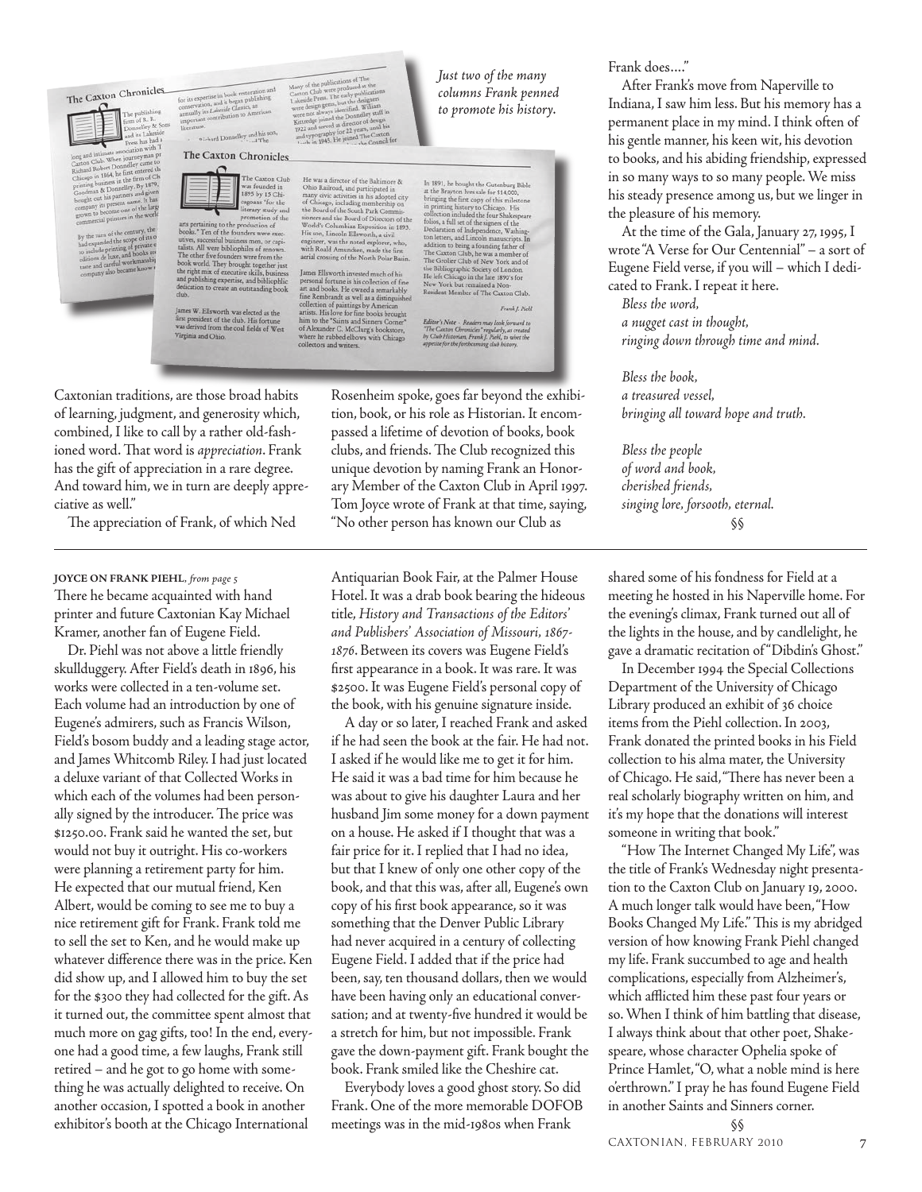*Just two of the many columns Frank penned to promote his history.*

Caxtonian traditions, are those broad habits of learning, judgment, and generosity which, combined, I like to call by a rather old-fashioned word. That word is *appreciation*. Frank has the gift of appreciation in a rare degree. And toward him, we in turn are deeply appreciative as well."

The appreciation of Frank, of which Ned Rosenheim spoke, goes far beyond the exhibition, book, or his role as Historian. It encompassed a lifetime of devotion of books, book clubs, and friends. The Club recognized this unique devotion by naming Frank an Honorary Member of the Caxton Club in April 1997. Tom Joyce wrote of Frank at that time, saying, "No other person has known our Club as Frank does…."

After Frank's move from Naperville to Indiana, I saw him less. But his memory has a permanent place in my mind. I think often of his gentle manner, his keen wit, his devotion to books, and his abiding friendship, expressed in so many ways to so many people. We miss his steady presence among us, but we linger in the pleasure of his memory.

At the time of the Gala, January 27, 1995, I wrote "A Verse for Our Centennial" – a sort of Eugene Field verse, if you will – which I dedicated to Frank. I repeat it here.

*Bless the word,*
*a nugget cast in thought,*
*ringing down through time and mind.*

*Bless the book,*
*a treasured vessel,*
*bringing all toward hope and truth.*

*Bless the people*
*of word and book,*
*cherished friends,*
*singing lore, forsooth, eternal.*

§§

---

**JOYCE ON FRANK PIEHL**, *from page 5*

There he became acquainted with hand printer and future Caxtonian Kay Michael Kramer, another fan of Eugene Field.

Dr. Piehl was not above a little friendly skullduggery. After Field's death in 1896, his works were collected in a ten-volume set. Each volume had an introduction by one of Eugene's admirers, such as Francis Wilson, Field's bosom buddy and a leading stage actor, and James Whitcomb Riley. I had just located a deluxe variant of that Collected Works in which each of the volumes had been personally signed by the introducer. The price was $1250.00. Frank said he wanted the set, but would not buy it outright. His co-workers were planning a retirement party for him. He expected that our mutual friend, Ken Albert, would be coming to see me to buy a nice retirement gift for Frank. Frank told me to sell the set to Ken, and he would make up whatever difference there was in the price. Ken did show up, and I allowed him to buy the set for the $300 they had collected for the gift. As it turned out, the committee spent almost that much more on gag gifts, too! In the end, everyone had a good time, a few laughs, Frank still retired – and he got to go home with something he was actually delighted to receive. On another occasion, I spotted a book in another exhibitor's booth at the Chicago International Antiquarian Book Fair, at the Palmer House Hotel. It was a drab book bearing the hideous title, *History and Transactions of the Editors' and Publishers' Association of Missouri, 1867-1876*. Between its covers was Eugene Field's first appearance in a book. It was rare. It was $2500. It was Eugene Field's personal copy of the book, with his genuine signature inside.

A day or so later, I reached Frank and asked if he had seen the book at the fair. He had not. I asked if he would like me to get it for him. He said it was a bad time for him because he was about to give his daughter Laura and her husband Jim some money for a down payment on a house. He asked if I thought that was a fair price for it. I replied that I had no idea, but that I knew of only one other copy of the book, and that this was, after all, Eugene's own copy of his first book appearance, so it was something that the Denver Public Library had never acquired in a century of collecting Eugene Field. I added that if the price had been, say, ten thousand dollars, then we would have been having only an educational conversation; and at twenty-five hundred it would be a stretch for him, but not impossible. Frank gave the down-payment gift. Frank bought the book. Frank smiled like the Cheshire cat.

Everybody loves a good ghost story. So did Frank. One of the more memorable DOFOB meetings was in the mid-1980s when Frank shared some of his fondness for Field at a meeting he hosted in his Naperville home. For the evening's climax, Frank turned out all of the lights in the house, and by candlelight, he gave a dramatic recitation of "Dibdin's Ghost."

In December 1994 the Special Collections Department of the University of Chicago Library produced an exhibit of 36 choice items from the Piehl collection. In 2003, Frank donated the printed books in his Field collection to his alma mater, the University of Chicago. He said, "There has never been a real scholarly biography written on him, and it's my hope that the donations will interest someone in writing that book."

"How The Internet Changed My Life", was the title of Frank's Wednesday night presentation to the Caxton Club on January 19, 2000. A much longer talk would have been, "How Books Changed My Life." This is my abridged version of how knowing Frank Piehl changed my life. Frank succumbed to age and health complications, especially from Alzheimer's, which afflicted him these past four years or so. When I think of him battling that disease, I always think about that other poet, Shakespeare, whose character Ophelia spoke of Prince Hamlet, "O, what a noble mind is here o'erthrown." I pray he has found Eugene Field in another Saints and Sinners corner.

§§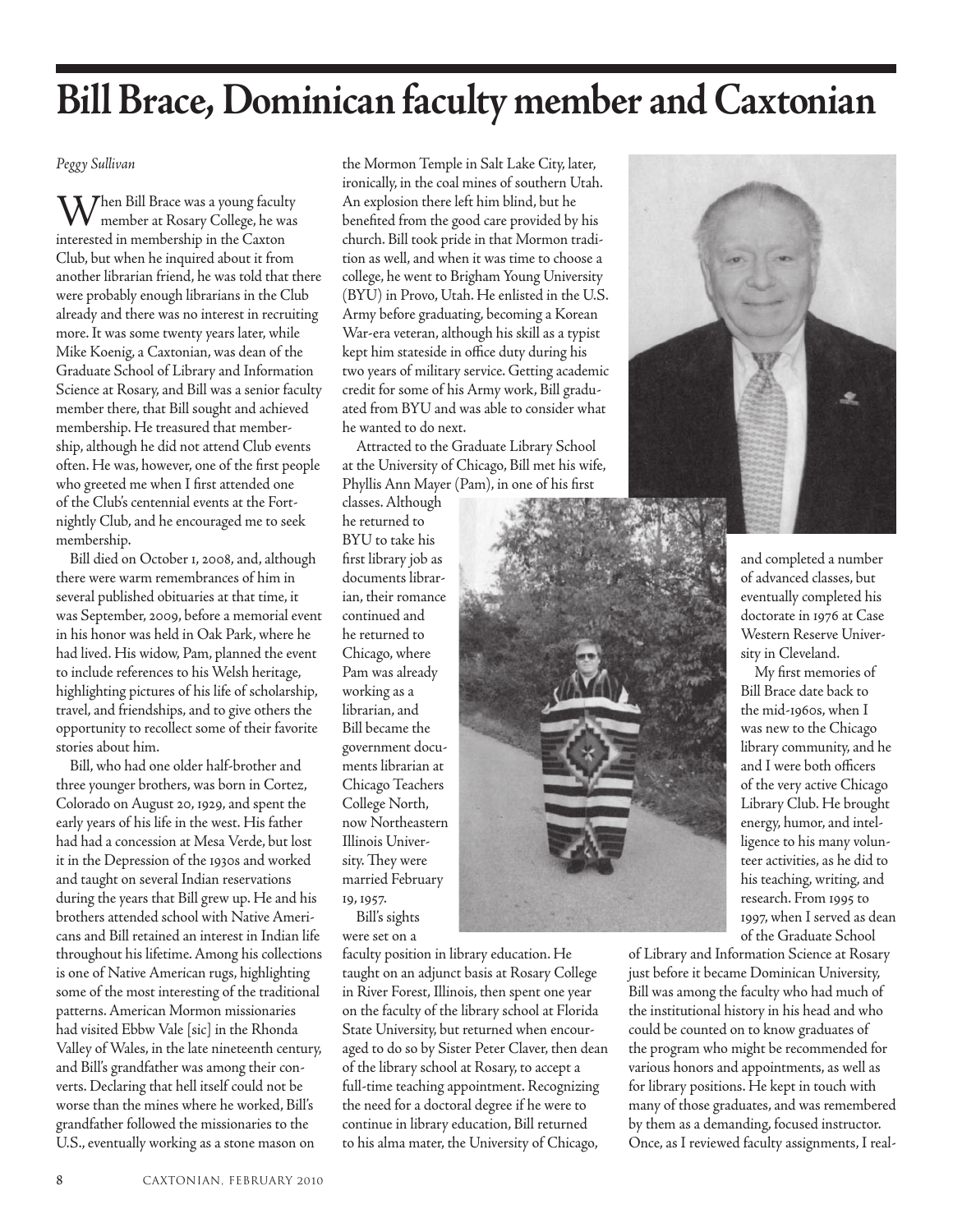# Bill Brace, Dominican faculty member and Caxtonian

*Peggy Sullivan*

When Bill Brace was a young faculty member at Rosary College, he was interested in membership in the Caxton Club, but when he inquired about it from another librarian friend, he was told that there were probably enough librarians in the Club already and there was no interest in recruiting more. It was some twenty years later, while Mike Koenig, a Caxtonian, was dean of the Graduate School of Library and Information Science at Rosary, and Bill was a senior faculty member there, that Bill sought and achieved membership. He treasured that membership, although he did not attend Club events often. He was, however, one of the first people who greeted me when I first attended one of the Club's centennial events at the Fortnightly Club, and he encouraged me to seek membership.

Bill died on October 1, 2008, and, although there were warm remembrances of him in several published obituaries at that time, it was September, 2009, before a memorial event in his honor was held in Oak Park, where he had lived. His widow, Pam, planned the event to include references to his Welsh heritage, highlighting pictures of his life of scholarship, travel, and friendships, and to give others the opportunity to recollect some of their favorite stories about him.

Bill, who had one older half-brother and three younger brothers, was born in Cortez, Colorado on August 20, 1929, and spent the early years of his life in the west. His father had had a concession at Mesa Verde, but lost it in the Depression of the 1930s and worked and taught on several Indian reservations during the years that Bill grew up. He and his brothers attended school with Native Americans and Bill retained an interest in Indian life throughout his lifetime. Among his collections is one of Native American rugs, highlighting some of the most interesting of the traditional patterns. American Mormon missionaries had visited Ebbw Vale [sic] in the Rhonda Valley of Wales, in the late nineteenth century, and Bill's grandfather was among their converts. Declaring that hell itself could not be worse than the mines where he worked, Bill's grandfather followed the missionaries to the U.S., eventually working as a stone mason on the Mormon Temple in Salt Lake City, later, ironically, in the coal mines of southern Utah. An explosion there left him blind, but he benefited from the good care provided by his church. Bill took pride in that Mormon tradition as well, and when it was time to choose a college, he went to Brigham Young University (BYU) in Provo, Utah. He enlisted in the U.S. Army before graduating, becoming a Korean War-era veteran, although his skill as a typist kept him stateside in office duty during his two years of military service. Getting academic credit for some of his Army work, Bill graduated from BYU and was able to consider what he wanted to do next.

Attracted to the Graduate Library School at the University of Chicago, Bill met his wife, Phyllis Ann Mayer (Pam), in one of his first classes. Although he returned to BYU to take his first library job as documents librarian, their romance continued and he returned to Chicago, where Pam was already working as a librarian, and Bill became the government documents librarian at Chicago Teachers College North, now Northeastern Illinois University. They were married February 19, 1957.

Bill's sights were set on a faculty position in library education. He taught on an adjunct basis at Rosary College in River Forest, Illinois, then spent one year on the faculty of the library school at Florida State University, but returned when encouraged to do so by Sister Peter Claver, then dean of the library school at Rosary, to accept a full-time teaching appointment. Recognizing the need for a doctoral degree if he were to continue in library education, Bill returned to his alma mater, the University of Chicago, and completed a number of advanced classes, but eventually completed his doctorate in 1976 at Case Western Reserve University in Cleveland.

My first memories of Bill Brace date back to the mid-1960s, when I was new to the Chicago library community, and he and I were both officers of the very active Chicago Library Club. He brought energy, humor, and intelligence to his many volunteer activities, as he did to his teaching, writing, and research. From 1995 to 1997, when I served as dean of the Graduate School of Library and Information Science at Rosary just before it became Dominican University, Bill was among the faculty who had much of the institutional history in his head and who could be counted on to know graduates of the program who might be recommended for various honors and appointments, as well as for library positions. He kept in touch with many of those graduates, and was remembered by them as a demanding, focused instructor. Once, as I reviewed faculty assignments, I real-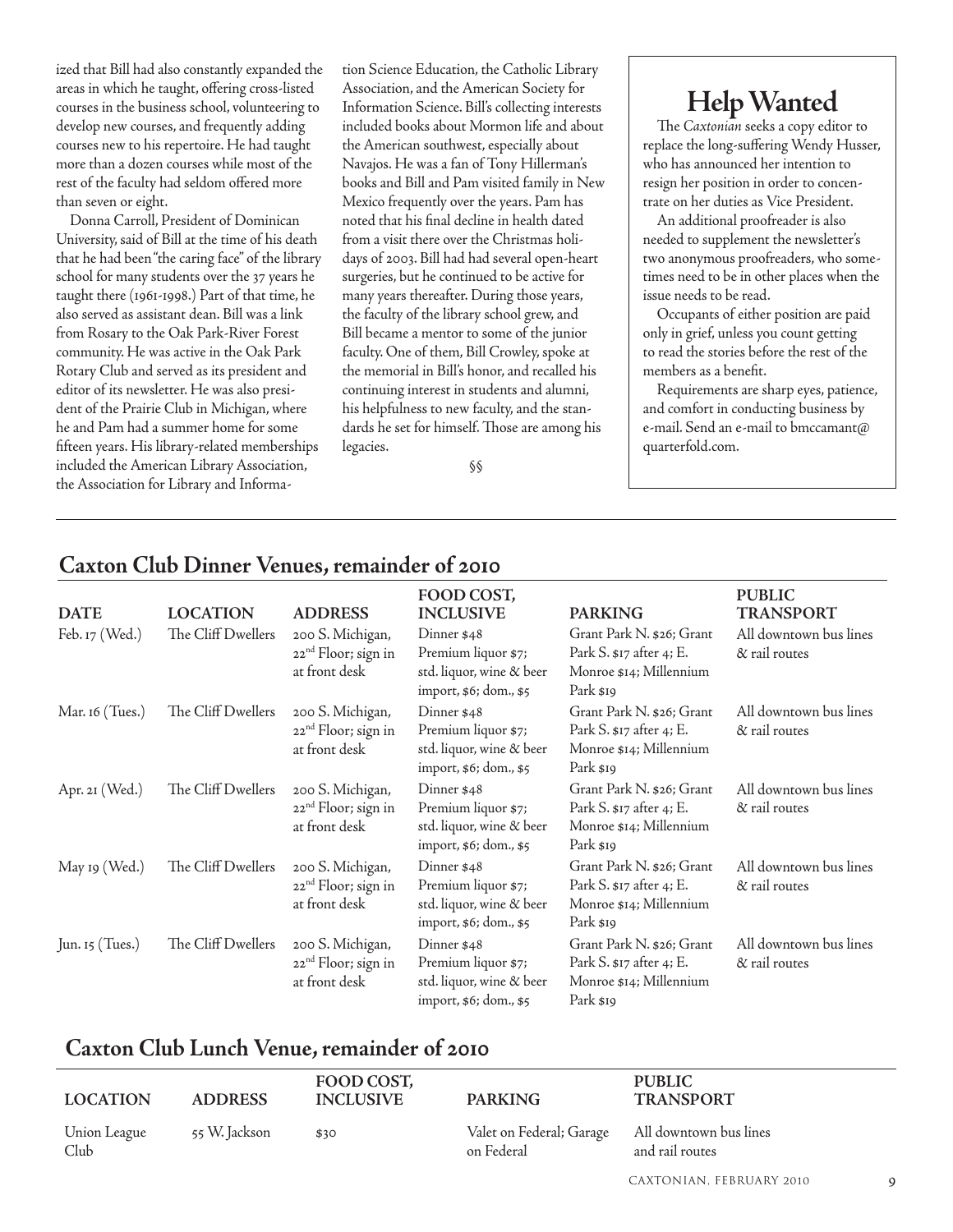ized that Bill had also constantly expanded the areas in which he taught, offering cross-listed courses in the business school, volunteering to develop new courses, and frequently adding courses new to his repertoire. He had taught more than a dozen courses while most of the rest of the faculty had seldom offered more than seven or eight.

Donna Carroll, President of Dominican University, said of Bill at the time of his death that he had been "the caring face" of the library school for many students over the 37 years he taught there (1961-1998.) Part of that time, he also served as assistant dean. Bill was a link from Rosary to the Oak Park-River Forest community. He was active in the Oak Park Rotary Club and served as its president and editor of its newsletter. He was also president of the Prairie Club in Michigan, where he and Pam had a summer home for some fifteen years. His library-related memberships included the American Library Association, the Association for Library and Information Science Education, the Catholic Library Association, and the American Society for Information Science. Bill's collecting interests included books about Mormon life and about the American southwest, especially about Navajos. He was a fan of Tony Hillerman's books and Bill and Pam visited family in New Mexico frequently over the years. Pam has noted that his final decline in health dated from a visit there over the Christmas holidays of 2003. Bill had had several open-heart surgeries, but he continued to be active for many years thereafter. During those years, the faculty of the library school grew, and Bill became a mentor to some of the junior faculty. One of them, Bill Crowley, spoke at the memorial in Bill's honor, and recalled his continuing interest in students and alumni, his helpfulness to new faculty, and the standards he set for himself. Those are among his legacies.

§§

## Help Wanted

The *Caxtonian* seeks a copy editor to replace the long-suffering Wendy Husser, who has announced her intention to resign her position in order to concentrate on her duties as Vice President.

An additional proofreader is also needed to supplement the newsletter's two anonymous proofreaders, who sometimes need to be in other places when the issue needs to be read.

Occupants of either position are paid only in grief, unless you count getting to read the stories before the rest of the members as a benefit.

Requirements are sharp eyes, patience, and comfort in conducting business by e-mail. Send an e-mail to bmccamant@quarterfold.com.

## Caxton Club Dinner Venues, remainder of 2010

| DATE | LOCATION | ADDRESS | FOOD COST, INCLUSIVE | PARKING | PUBLIC TRANSPORT |
|---|---|---|---|---|---|
| Feb. 17 (Wed.) | The Cliff Dwellers | 200 S. Michigan, 22nd Floor; sign in at front desk | Dinner $48 Premium liquor $7; std. liquor, wine & beer import, $6; dom., $5 | Grant Park N. $26; Grant Park S. $17 after 4; E. Monroe $14; Millennium Park $19 | All downtown bus lines & rail routes |
| Mar. 16 (Tues.) | The Cliff Dwellers | 200 S. Michigan, 22nd Floor; sign in at front desk | Dinner $48 Premium liquor $7; std. liquor, wine & beer import, $6; dom., $5 | Grant Park N. $26; Grant Park S. $17 after 4; E. Monroe $14; Millennium Park $19 | All downtown bus lines & rail routes |
| Apr. 21 (Wed.) | The Cliff Dwellers | 200 S. Michigan, 22nd Floor; sign in at front desk | Dinner $48 Premium liquor $7; std. liquor, wine & beer import, $6; dom., $5 | Grant Park N. $26; Grant Park S. $17 after 4; E. Monroe $14; Millennium Park $19 | All downtown bus lines & rail routes |
| May 19 (Wed.) | The Cliff Dwellers | 200 S. Michigan, 22nd Floor; sign in at front desk | Dinner $48 Premium liquor $7; std. liquor, wine & beer import, $6; dom., $5 | Grant Park N. $26; Grant Park S. $17 after 4; E. Monroe $14; Millennium Park $19 | All downtown bus lines & rail routes |
| Jun. 15 (Tues.) | The Cliff Dwellers | 200 S. Michigan, 22nd Floor; sign in at front desk | Dinner $48 Premium liquor $7; std. liquor, wine & beer import, $6; dom., $5 | Grant Park N. $26; Grant Park S. $17 after 4; E. Monroe $14; Millennium Park $19 | All downtown bus lines & rail routes |

## Caxton Club Lunch Venue, remainder of 2010

| LOCATION | ADDRESS | FOOD COST, INCLUSIVE | PARKING | PUBLIC TRANSPORT |
|---|---|---|---|---|
| Union League Club | 55 W. Jackson | $30 | Valet on Federal; Garage on Federal | All downtown bus lines and rail routes |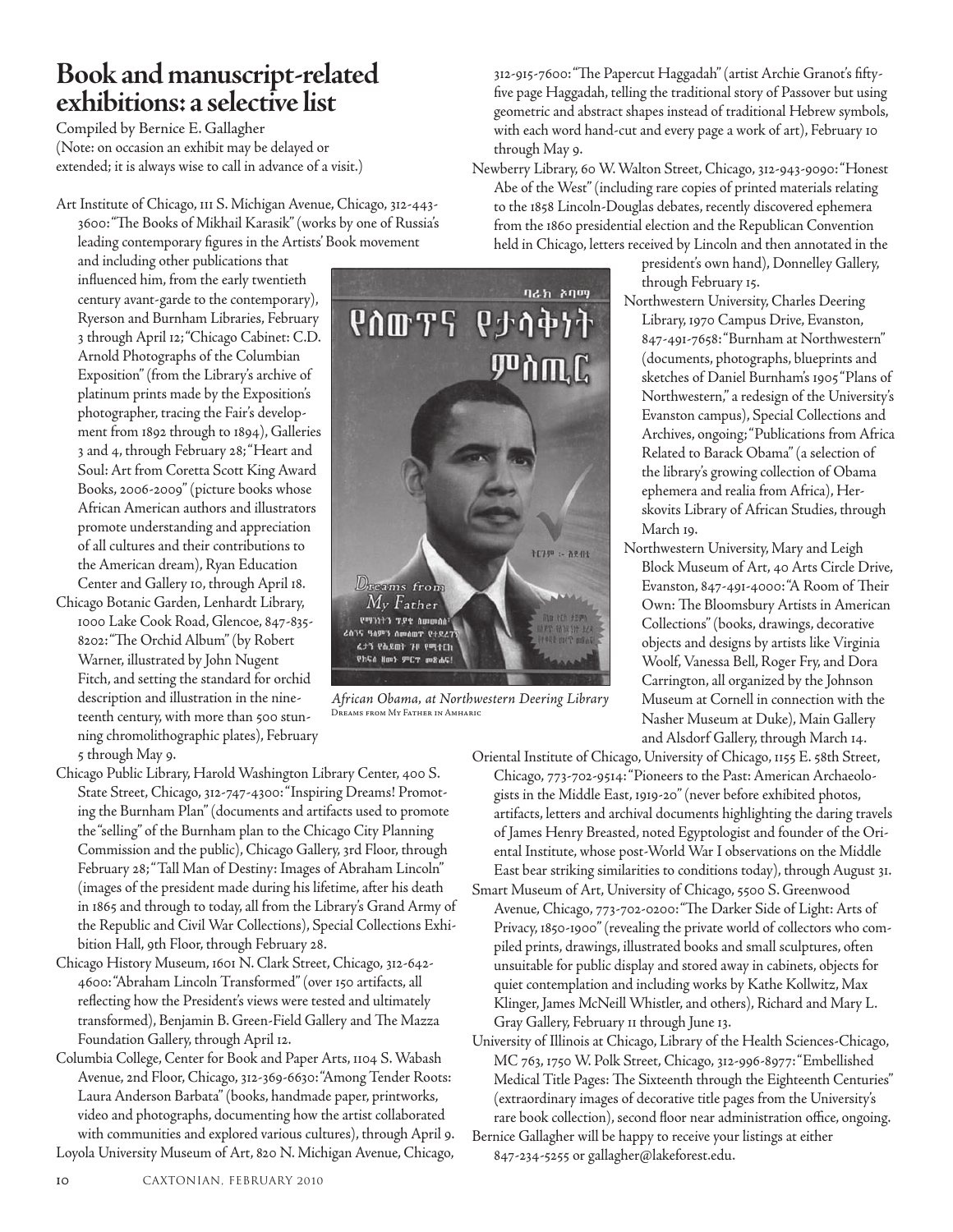# Book and manuscript-related exhibitions: a selective list

Compiled by Bernice E. Gallagher
(Note: on occasion an exhibit may be delayed or extended; it is always wise to call in advance of a visit.)

Art Institute of Chicago, 111 S. Michigan Avenue, Chicago, 312-443-3600: "The Books of Mikhail Karasik" (works by one of Russia's leading contemporary figures in the Artists' Book movement and including other publications that influenced him, from the early twentieth century avant-garde to the contemporary), Ryerson and Burnham Libraries, February 3 through April 12; "Chicago Cabinet: C.D. Arnold Photographs of the Columbian Exposition" (from the Library's archive of platinum prints made by the Exposition's photographer, tracing the Fair's development from 1892 through to 1894), Galleries 3 and 4, through February 28; "Heart and Soul: Art from Coretta Scott King Award Books, 2006-2009" (picture books whose African American authors and illustrators promote understanding and appreciation of all cultures and their contributions to the American dream), Ryan Education Center and Gallery 10, through April 18.

Chicago Botanic Garden, Lenhardt Library, 1000 Lake Cook Road, Glencoe, 847-835-8202: "The Orchid Album" (by Robert Warner, illustrated by John Nugent Fitch, and setting the standard for orchid description and illustration in the nineteenth century, with more than 500 stunning chromolithographic plates), February 5 through May 9.

*African Obama, at Northwestern Deering Library*
Dreams from My Father in Amharic

Chicago Public Library, Harold Washington Library Center, 400 S. State Street, Chicago, 312-747-4300: "Inspiring Dreams! Promoting the Burnham Plan" (documents and artifacts used to promote the "selling" of the Burnham plan to the Chicago City Planning Commission and the public), Chicago Gallery, 3rd Floor, through February 28; "Tall Man of Destiny: Images of Abraham Lincoln" (images of the president made during his lifetime, after his death in 1865 and through to today, all from the Library's Grand Army of the Republic and Civil War Collections), Special Collections Exhibition Hall, 9th Floor, through February 28.

Chicago History Museum, 1601 N. Clark Street, Chicago, 312-642-4600: "Abraham Lincoln Transformed" (over 150 artifacts, all reflecting how the President's views were tested and ultimately transformed), Benjamin B. Green-Field Gallery and The Mazza Foundation Gallery, through April 12.

Columbia College, Center for Book and Paper Arts, 1104 S. Wabash Avenue, 2nd Floor, Chicago, 312-369-6630: "Among Tender Roots: Laura Anderson Barbata" (books, handmade paper, printworks, video and photographs, documenting how the artist collaborated with communities and explored various cultures), through April 9.

Loyola University Museum of Art, 820 N. Michigan Avenue, Chicago, 312-915-7600: "The Papercut Haggadah" (artist Archie Granot's fifty-five page Haggadah, telling the traditional story of Passover but using geometric and abstract shapes instead of traditional Hebrew symbols, with each word hand-cut and every page a work of art), February 10 through May 9.

Newberry Library, 60 W. Walton Street, Chicago, 312-943-9090: "Honest Abe of the West" (including rare copies of printed materials relating to the 1858 Lincoln-Douglas debates, recently discovered ephemera from the 1860 presidential election and the Republican Convention held in Chicago, letters received by Lincoln and then annotated in the president's own hand), Donnelley Gallery, through February 15.

Northwestern University, Charles Deering Library, 1970 Campus Drive, Evanston, 847-491-7658: "Burnham at Northwestern" (documents, photographs, blueprints and sketches of Daniel Burnham's 1905 "Plans of Northwestern," a redesign of the University's Evanston campus), Special Collections and Archives, ongoing; "Publications from Africa Related to Barack Obama" (a selection of the library's growing collection of Obama ephemera and realia from Africa), Herskovits Library of African Studies, through March 19.

Northwestern University, Mary and Leigh Block Museum of Art, 40 Arts Circle Drive, Evanston, 847-491-4000: "A Room of Their Own: The Bloomsbury Artists in American Collections" (books, drawings, decorative objects and designs by artists like Virginia Woolf, Vanessa Bell, Roger Fry, and Dora Carrington, all organized by the Johnson Museum at Cornell in connection with the Nasher Museum at Duke), Main Gallery and Alsdorf Gallery, through March 14.

Oriental Institute of Chicago, University of Chicago, 1155 E. 58th Street, Chicago, 773-702-9514: "Pioneers to the Past: American Archaeologists in the Middle East, 1919-20" (never before exhibited photos, artifacts, letters and archival documents highlighting the daring travels of James Henry Breasted, noted Egyptologist and founder of the Oriental Institute, whose post-World War I observations on the Middle East bear striking similarities to conditions today), through August 31.

Smart Museum of Art, University of Chicago, 5500 S. Greenwood Avenue, Chicago, 773-702-0200: "The Darker Side of Light: Arts of Privacy, 1850-1900" (revealing the private world of collectors who compiled prints, drawings, illustrated books and small sculptures, often unsuitable for public display and stored away in cabinets, objects for quiet contemplation and including works by Kathe Kollwitz, Max Klinger, James McNeill Whistler, and others), Richard and Mary L. Gray Gallery, February 11 through June 13.

University of Illinois at Chicago, Library of the Health Sciences-Chicago, MC 763, 1750 W. Polk Street, Chicago, 312-996-8977: "Embellished Medical Title Pages: The Sixteenth through the Eighteenth Centuries" (extraordinary images of decorative title pages from the University's rare book collection), second floor near administration office, ongoing.

Bernice Gallagher will be happy to receive your listings at either 847-234-5255 or gallagher@lakeforest.edu.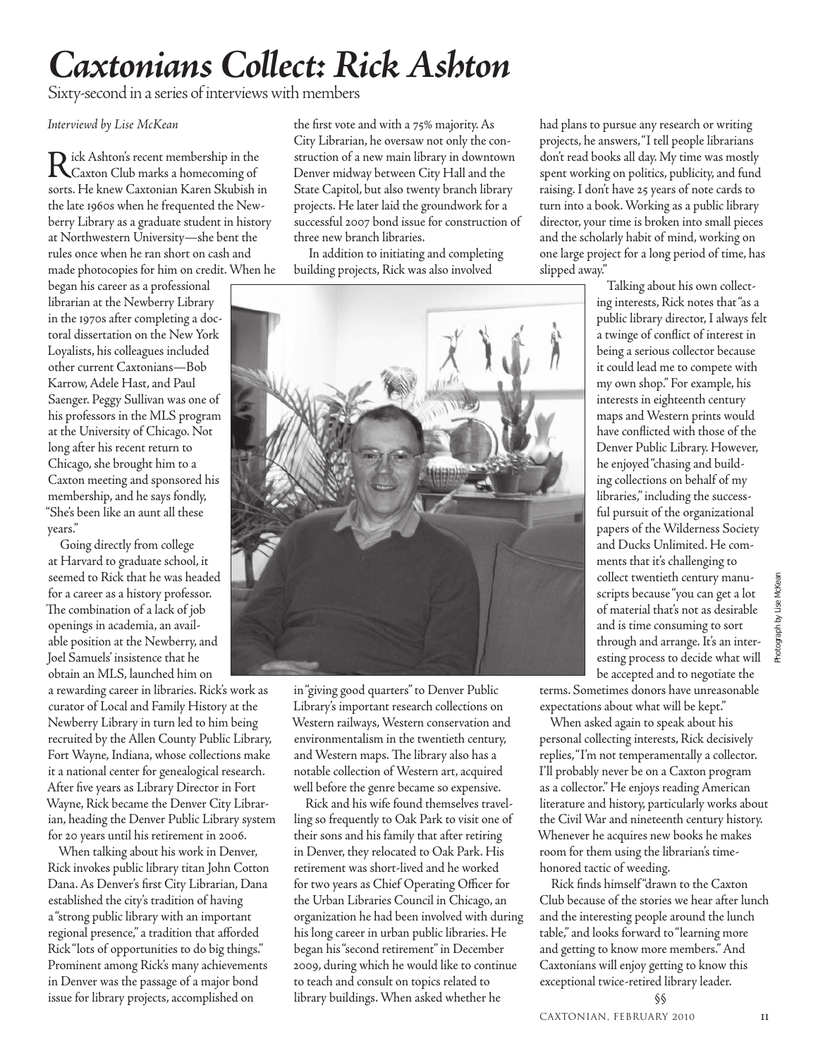# *Caxtonians Collect: Rick Ashton*

Sixty-second in a series of interviews with members

*Interviewd by Lise McKean*

Rick Ashton's recent membership in the Caxton Club marks a homecoming of sorts. He knew Caxtonian Karen Skubish in the late 1960s when he frequented the Newberry Library as a graduate student in history at Northwestern University—she bent the rules once when he ran short on cash and made photocopies for him on credit. When he began his career as a professional librarian at the Newberry Library in the 1970s after completing a doctoral dissertation on the New York Loyalists, his colleagues included other current Caxtonians—Bob Karrow, Adele Hast, and Paul Saenger. Peggy Sullivan was one of his professors in the MLS program at the University of Chicago. Not long after his recent return to Chicago, she brought him to a Caxton meeting and sponsored his membership, and he says fondly, "She's been like an aunt all these years."

Going directly from college at Harvard to graduate school, it seemed to Rick that he was headed for a career as a history professor. The combination of a lack of job openings in academia, an available position at the Newberry, and Joel Samuels' insistence that he obtain an MLS, launched him on a rewarding career in libraries. Rick's work as curator of Local and Family History at the Newberry Library in turn led to him being recruited by the Allen County Public Library, Fort Wayne, Indiana, whose collections make it a national center for genealogical research. After five years as Library Director in Fort Wayne, Rick became the Denver City Librarian, heading the Denver Public Library system for 20 years until his retirement in 2006.

When talking about his work in Denver, Rick invokes public library titan John Cotton Dana. As Denver's first City Librarian, Dana established the city's tradition of having a "strong public library with an important regional presence," a tradition that afforded Rick "lots of opportunities to do big things." Prominent among Rick's many achievements in Denver was the passage of a major bond issue for library projects, accomplished on the first vote and with a 75% majority. As City Librarian, he oversaw not only the construction of a new main library in downtown Denver midway between City Hall and the State Capitol, but also twenty branch library projects. He later laid the groundwork for a successful 2007 bond issue for construction of three new branch libraries.

In addition to initiating and completing building projects, Rick was also involved in "giving good quarters" to Denver Public Library's important research collections on Western railways, Western conservation and environmentalism in the twentieth century, and Western maps. The library also has a notable collection of Western art, acquired well before the genre became so expensive.

Rick and his wife found themselves travelling so frequently to Oak Park to visit one of their sons and his family that after retiring in Denver, they relocated to Oak Park. His retirement was short-lived and he worked for two years as Chief Operating Officer for the Urban Libraries Council in Chicago, an organization he had been involved with during his long career in urban public libraries. He began his "second retirement" in December 2009, during which he would like to continue to teach and consult on topics related to library buildings. When asked whether he had plans to pursue any research or writing projects, he answers, "I tell people librarians don't read books all day. My time was mostly spent working on politics, publicity, and fund raising. I don't have 25 years of note cards to turn into a book. Working as a public library director, your time is broken into small pieces and the scholarly habit of mind, working on one large project for a long period of time, has slipped away."

Talking about his own collecting interests, Rick notes that "as a public library director, I always felt a twinge of conflict of interest in being a serious collector because it could lead me to compete with my own shop." For example, his interests in eighteenth century maps and Western prints would have conflicted with those of the Denver Public Library. However, he enjoyed "chasing and building collections on behalf of my libraries," including the successful pursuit of the organizational papers of the Wilderness Society and Ducks Unlimited. He comments that it's challenging to collect twentieth century manuscripts because "you can get a lot of material that's not as desirable and is time consuming to sort through and arrange. It's an interesting process to decide what will be accepted and to negotiate the terms. Sometimes donors have unreasonable expectations about what will be kept."

When asked again to speak about his personal collecting interests, Rick decisively replies, "I'm not temperamentally a collector. I'll probably never be on a Caxton program as a collector." He enjoys reading American literature and history, particularly works about the Civil War and nineteenth century history. Whenever he acquires new books he makes room for them using the librarian's time-honored tactic of weeding.

Rick finds himself "drawn to the Caxton Club because of the stories we hear after lunch and the interesting people around the lunch table," and looks forward to "learning more and getting to know more members." And Caxtonians will enjoy getting to know this exceptional twice-retired library leader.

§§

Photograph by Lise McKean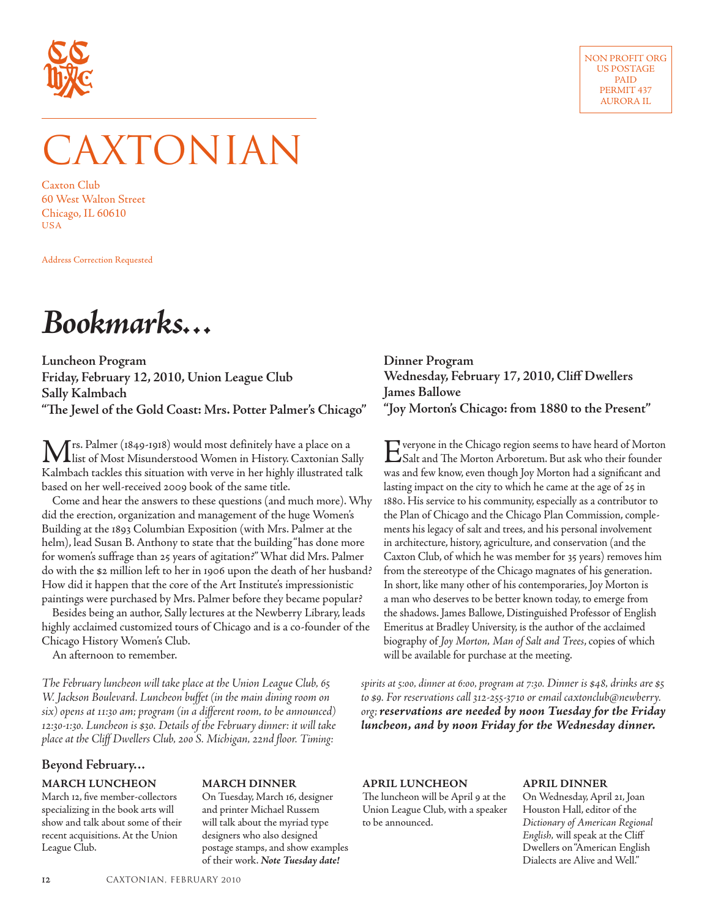NON PROFIT ORG
US POSTAGE
PAID
PERMIT 437
AURORA IL

# CAXTONIAN

Caxton Club
60 West Walton Street
Chicago, IL 60610
USA

Address Correction Requested

# *Bookmarks…*

**Luncheon Program**
**Friday, February 12, 2010, Union League Club**
**Sally Kalmbach**
**"The Jewel of the Gold Coast: Mrs. Potter Palmer's Chicago"**

Mrs. Palmer (1849-1918) would most definitely have a place on a list of Most Misunderstood Women in History. Caxtonian Sally Kalmbach tackles this situation with verve in her highly illustrated talk based on her well-received 2009 book of the same title.

Come and hear the answers to these questions (and much more). Why did the erection, organization and management of the huge Women's Building at the 1893 Columbian Exposition (with Mrs. Palmer at the helm), lead Susan B. Anthony to state that the building "has done more for women's suffrage than 25 years of agitation?" What did Mrs. Palmer do with the $2 million left to her in 1906 upon the death of her husband? How did it happen that the core of the Art Institute's impressionistic paintings were purchased by Mrs. Palmer before they became popular?

Besides being an author, Sally lectures at the Newberry Library, leads highly acclaimed customized tours of Chicago and is a co-founder of the Chicago History Women's Club.

An afternoon to remember.

**Dinner Program**
**Wednesday, February 17, 2010, Cliff Dwellers**
**James Ballowe**
**"Joy Morton's Chicago: from 1880 to the Present"**

Everyone in the Chicago region seems to have heard of Morton Salt and The Morton Arboretum. But ask who their founder was and few know, even though Joy Morton had a significant and lasting impact on the city to which he came at the age of 25 in 1880. His service to his community, especially as a contributor to the Plan of Chicago and the Chicago Plan Commission, complements his legacy of salt and trees, and his personal involvement in architecture, history, agriculture, and conservation (and the Caxton Club, of which he was member for 35 years) removes him from the stereotype of the Chicago magnates of his generation. In short, like many other of his contemporaries, Joy Morton is a man who deserves to be better known today, to emerge from the shadows. James Ballowe, Distinguished Professor of English Emeritus at Bradley University, is the author of the acclaimed biography of *Joy Morton, Man of Salt and Trees*, copies of which will be available for purchase at the meeting.

*The February luncheon will take place at the Union League Club, 65 W. Jackson Boulevard. Luncheon buffet (in the main dining room on six) opens at 11:30 am; program (in a different room, to be announced) 12:30-1:30. Luncheon is $30. Details of the February dinner: it will take place at the Cliff Dwellers Club, 200 S. Michigan, 22nd floor. Timing: spirits at 5:00, dinner at 6:00, program at 7:30. Dinner is $48, drinks are $5 to $9. For reservations call 312-255-3710 or email caxtonclub@newberry.org;* ***reservations are needed by noon Tuesday for the Friday luncheon, and by noon Friday for the Wednesday dinner.***

## Beyond February…

**MARCH LUNCHEON**
March 12, five member-collectors specializing in the book arts will show and talk about some of their recent acquisitions. At the Union League Club.

**MARCH DINNER**
On Tuesday, March 16, designer and printer Michael Russem will talk about the myriad type designers who also designed postage stamps, and show examples of their work. ***Note Tuesday date!***

**APRIL LUNCHEON**
The luncheon will be April 9 at the Union League Club, with a speaker to be announced.

**APRIL DINNER**
On Wednesday, April 21, Joan Houston Hall, editor of the *Dictionary of American Regional English*, will speak at the Cliff Dwellers on "American English Dialects are Alive and Well."